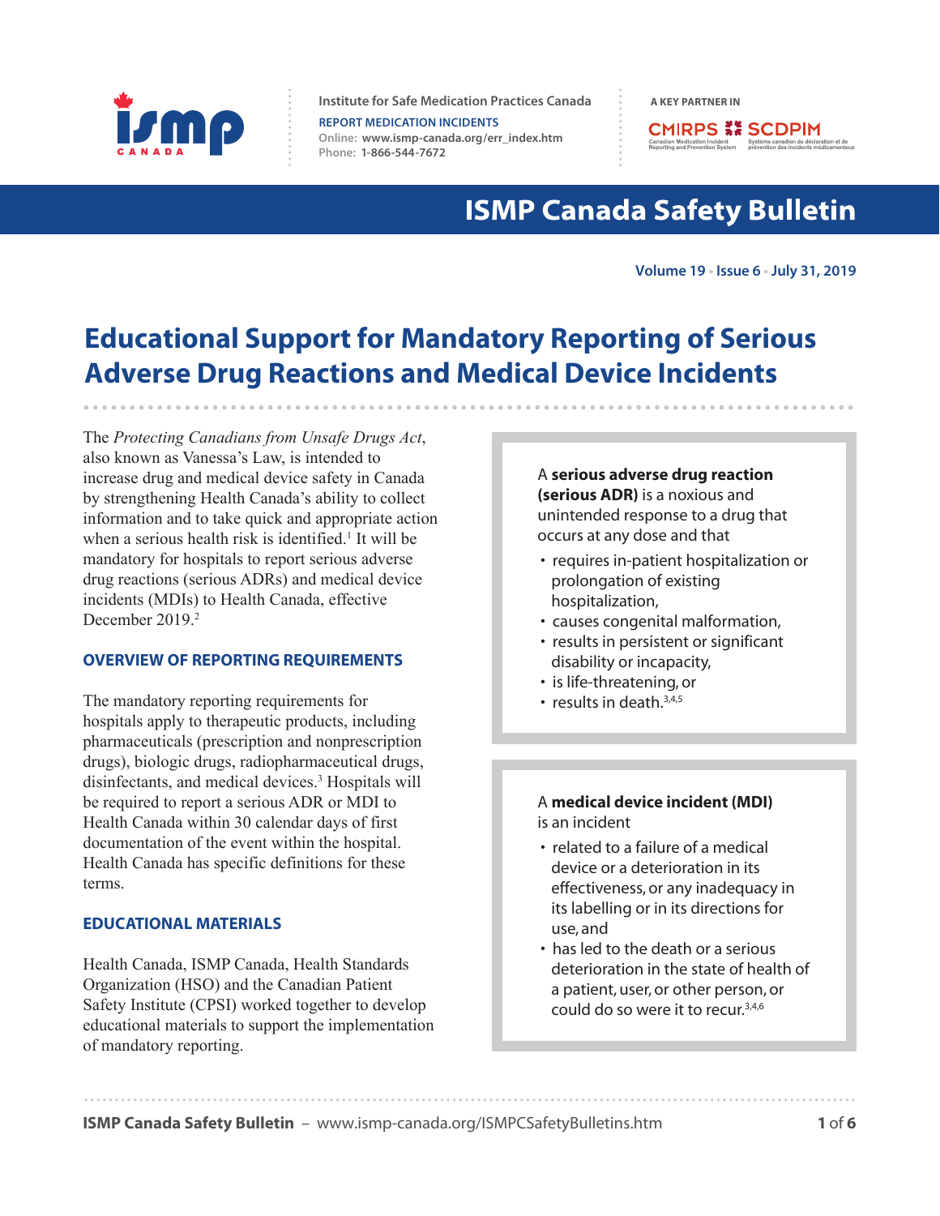Institute for Safe Medication Practices Canada

REPORT MEDICATION INCIDENTS
Online: www.ismp-canada.org/err_index.htm
Phone: 1-866-544-7672

A KEY PARTNER IN CMIRPS SCDPIM

# ISMP Canada Safety Bulletin

Volume 19 • Issue 6 • July 31, 2019

## Educational Support for Mandatory Reporting of Serious Adverse Drug Reactions and Medical Device Incidents

The *Protecting Canadians from Unsafe Drugs Act*, also known as Vanessa's Law, is intended to increase drug and medical device safety in Canada by strengthening Health Canada's ability to collect information and to take quick and appropriate action when a serious health risk is identified.[1] It will be mandatory for hospitals to report serious adverse drug reactions (serious ADRs) and medical device incidents (MDIs) to Health Canada, effective December 2019.[2]

### OVERVIEW OF REPORTING REQUIREMENTS

The mandatory reporting requirements for hospitals apply to therapeutic products, including pharmaceuticals (prescription and nonprescription drugs), biologic drugs, radiopharmaceutical drugs, disinfectants, and medical devices.[3] Hospitals will be required to report a serious ADR or MDI to Health Canada within 30 calendar days of first documentation of the event within the hospital. Health Canada has specific definitions for these terms.

### EDUCATIONAL MATERIALS

Health Canada, ISMP Canada, Health Standards Organization (HSO) and the Canadian Patient Safety Institute (CPSI) worked together to develop educational materials to support the implementation of mandatory reporting.

A **serious adverse drug reaction (serious ADR)** is a noxious and unintended response to a drug that occurs at any dose and that

- requires in-patient hospitalization or prolongation of existing hospitalization,
- causes congenital malformation,
- results in persistent or significant disability or incapacity,
- is life-threatening, or
- results in death.[3,4,5]

A **medical device incident (MDI)** is an incident

- related to a failure of a medical device or a deterioration in its effectiveness, or any inadequacy in its labelling or in its directions for use, and
- has led to the death or a serious deterioration in the state of health of a patient, user, or other person, or could do so were it to recur.[3,4,6]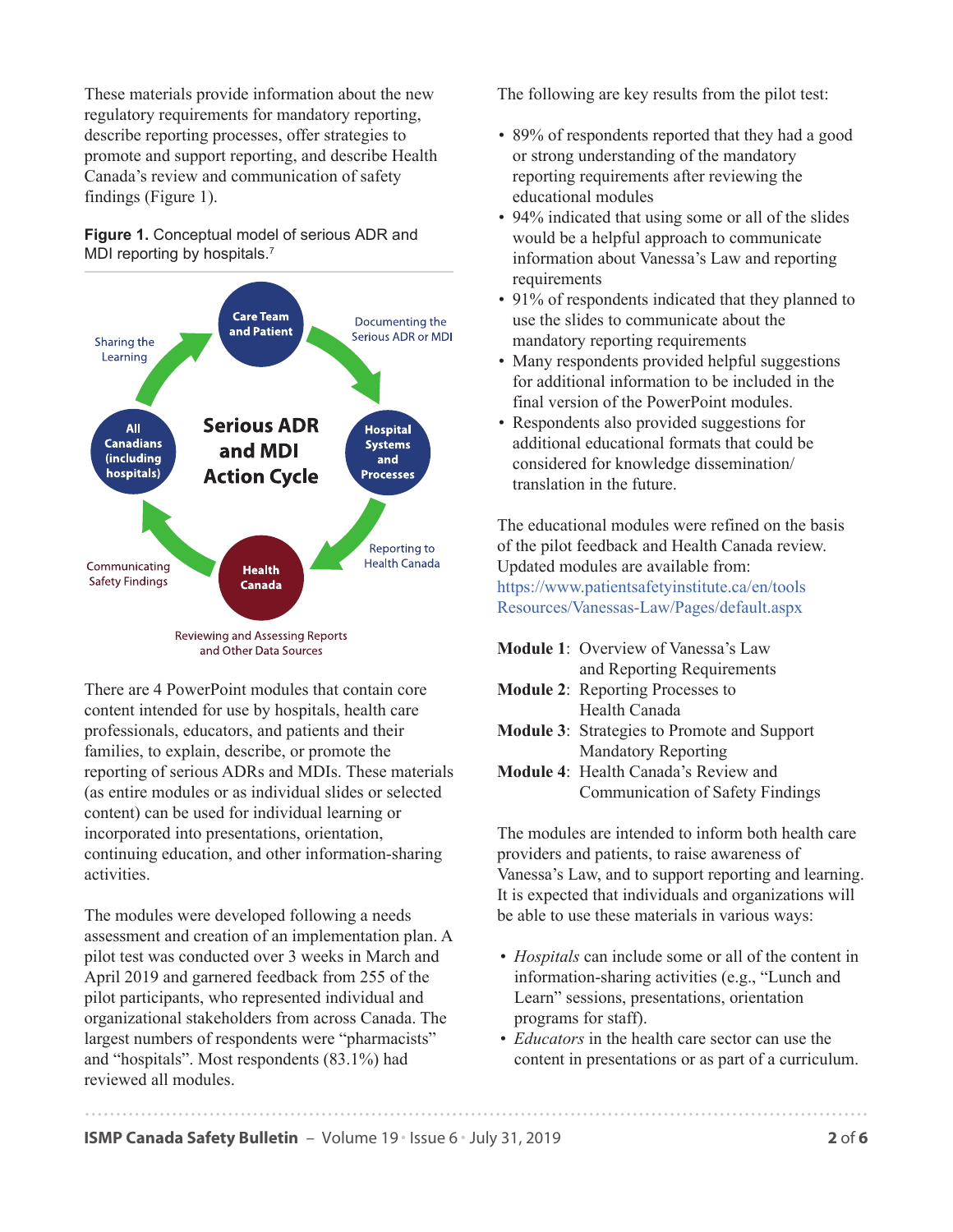These materials provide information about the new regulatory requirements for mandatory reporting, describe reporting processes, offer strategies to promote and support reporting, and describe Health Canada's review and communication of safety findings (Figure 1).

**Figure 1.** Conceptual model of serious ADR and MDI reporting by hospitals.[7]

Serious ADR and MDI Action Cycle: Care Team and Patient → Documenting the Serious ADR or MDI → Hospital Systems and Processes → Reporting to Health Canada → Health Canada (Reviewing and Assessing Reports and Other Data Sources) → Communicating Safety Findings → All Canadians (including hospitals) → Sharing the Learning → Care Team and Patient

There are 4 PowerPoint modules that contain core content intended for use by hospitals, health care professionals, educators, and patients and their families, to explain, describe, or promote the reporting of serious ADRs and MDIs. These materials (as entire modules or as individual slides or selected content) can be used for individual learning or incorporated into presentations, orientation, continuing education, and other information-sharing activities.

The modules were developed following a needs assessment and creation of an implementation plan. A pilot test was conducted over 3 weeks in March and April 2019 and garnered feedback from 255 of the pilot participants, who represented individual and organizational stakeholders from across Canada. The largest numbers of respondents were "pharmacists" and "hospitals". Most respondents (83.1%) had reviewed all modules.

The following are key results from the pilot test:

- 89% of respondents reported that they had a good or strong understanding of the mandatory reporting requirements after reviewing the educational modules
- 94% indicated that using some or all of the slides would be a helpful approach to communicate information about Vanessa's Law and reporting requirements
- 91% of respondents indicated that they planned to use the slides to communicate about the mandatory reporting requirements
- Many respondents provided helpful suggestions for additional information to be included in the final version of the PowerPoint modules.
- Respondents also provided suggestions for additional educational formats that could be considered for knowledge dissemination/translation in the future.

The educational modules were refined on the basis of the pilot feedback and Health Canada review. Updated modules are available from: https://www.patientsafetyinstitute.ca/en/toolsResources/Vanessas-Law/Pages/default.aspx

**Module 1**: Overview of Vanessa's Law and Reporting Requirements
**Module 2**: Reporting Processes to Health Canada
**Module 3**: Strategies to Promote and Support Mandatory Reporting
**Module 4**: Health Canada's Review and Communication of Safety Findings

The modules are intended to inform both health care providers and patients, to raise awareness of Vanessa's Law, and to support reporting and learning. It is expected that individuals and organizations will be able to use these materials in various ways:

- *Hospitals* can include some or all of the content in information-sharing activities (e.g., "Lunch and Learn" sessions, presentations, orientation programs for staff).
- *Educators* in the health care sector can use the content in presentations or as part of a curriculum.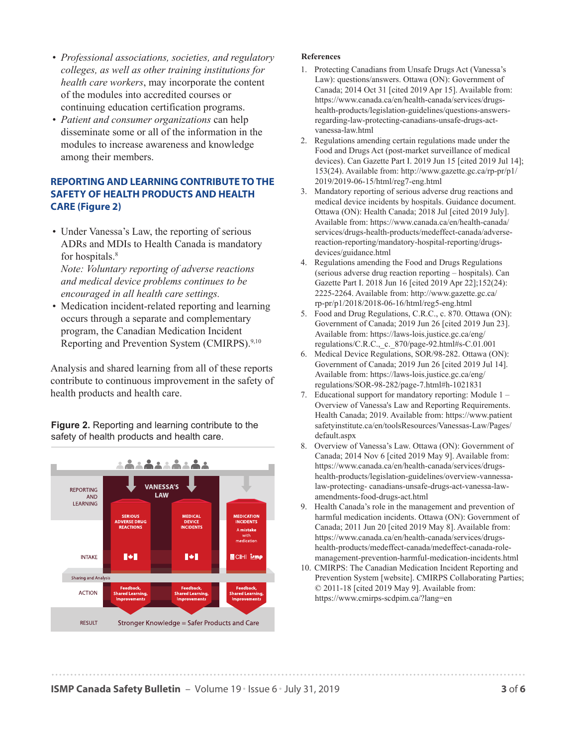- *Professional associations, societies, and regulatory colleges, as well as other training institutions for health care workers*, may incorporate the content of the modules into accredited courses or continuing education certification programs.
- *Patient and consumer organizations* can help disseminate some or all of the information in the modules to increase awareness and knowledge among their members.

## REPORTING AND LEARNING CONTRIBUTE TO THE SAFETY OF HEALTH PRODUCTS AND HEALTH CARE (Figure 2)

- Under Vanessa's Law, the reporting of serious ADRs and MDIs to Health Canada is mandatory for hospitals.[8]
  *Note: Voluntary reporting of adverse reactions and medical device problems continues to be encouraged in all health care settings.*
- Medication incident-related reporting and learning occurs through a separate and complementary program, the Canadian Medication Incident Reporting and Prevention System (CMIRPS).[9,10]

Analysis and shared learning from all of these reports contribute to continuous improvement in the safety of health products and health care.

**Figure 2.** Reporting and learning contribute to the safety of health products and health care.

REPORTING AND LEARNING — VANESSA'S LAW

SERIOUS ADVERSE DRUG REACTIONS | MEDICAL DEVICE INCIDENTS | MEDICATION INCIDENTS (A mistake with medication)

INTAKE — Health Canada | Health Canada | CIHI, ismp

Sharing and Analysis

ACTION — Feedback, Shared Learning, Improvements | Feedback, Shared Learning, Improvements | Feedback, Shared Learning, Improvements

RESULT — Stronger Knowledge = Safer Products and Care

### References

1. Protecting Canadians from Unsafe Drugs Act (Vanessa's Law): questions/answers. Ottawa (ON): Government of Canada; 2014 Oct 31 [cited 2019 Apr 15]. Available from: https://www.canada.ca/en/health-canada/services/drugs-health-products/legislation-guidelines/questions-answers-regarding-law-protecting-canadians-unsafe-drugs-act-vanessa-law.html
2. Regulations amending certain regulations made under the Food and Drugs Act (post-market surveillance of medical devices). Can Gazette Part I. 2019 Jun 15 [cited 2019 Jul 14]; 153(24). Available from: http://www.gazette.gc.ca/rp-pr/p1/2019/2019-06-15/html/reg7-eng.html
3. Mandatory reporting of serious adverse drug reactions and medical device incidents by hospitals. Guidance document. Ottawa (ON): Health Canada; 2018 Jul [cited 2019 July]. Available from: https://www.canada.ca/en/health-canada/services/drugs-health-products/medeffect-canada/adverse-reaction-reporting/mandatory-hospital-reporting/drugs-devices/guidance.html
4. Regulations amending the Food and Drugs Regulations (serious adverse drug reaction reporting – hospitals). Can Gazette Part I. 2018 Jun 16 [cited 2019 Apr 22];152(24): 2225-2264. Available from: http://www.gazette.gc.ca/rp-pr/p1/2018/2018-06-16/html/reg5-eng.html
5. Food and Drug Regulations, C.R.C., c. 870. Ottawa (ON): Government of Canada; 2019 Jun 26 [cited 2019 Jun 23]. Available from: https://laws-lois.justice.gc.ca/eng/regulations/C.R.C.,_c._870/page-92.html#s-C.01.001
6. Medical Device Regulations, SOR/98-282. Ottawa (ON): Government of Canada; 2019 Jun 26 [cited 2019 Jun 14]. Available from: https://laws-lois.justice.gc.ca/eng/regulations/SOR-98-282/page-7.html#h-1021831
7. Educational support for mandatory reporting: Module 1 – Overview of Vanessa's Law and Reporting Requirements. Health Canada; 2019. Available from: https://www.patientsafetyinstitute.ca/en/toolsResources/Vanessas-Law/Pages/default.aspx
8. Overview of Vanessa's Law. Ottawa (ON): Government of Canada; 2014 Nov 6 [cited 2019 May 9]. Available from: https://www.canada.ca/en/health-canada/services/drugs-health-products/legislation-guidelines/overview-vannessa-law-protecting- canadians-unsafe-drugs-act-vanessa-law-amendments-food-drugs-act.html
9. Health Canada's role in the management and prevention of harmful medication incidents. Ottawa (ON): Government of Canada; 2011 Jun 20 [cited 2019 May 8]. Available from: https://www.canada.ca/en/health-canada/services/drugs-health-products/medeffect-canada/medeffect-canada-role-management-prevention-harmful-medication-incidents.html
10. CMIRPS: The Canadian Medication Incident Reporting and Prevention System [website]. CMIRPS Collaborating Parties; © 2011-18 [cited 2019 May 9]. Available from: https://www.cmirps-scdpim.ca/?lang=en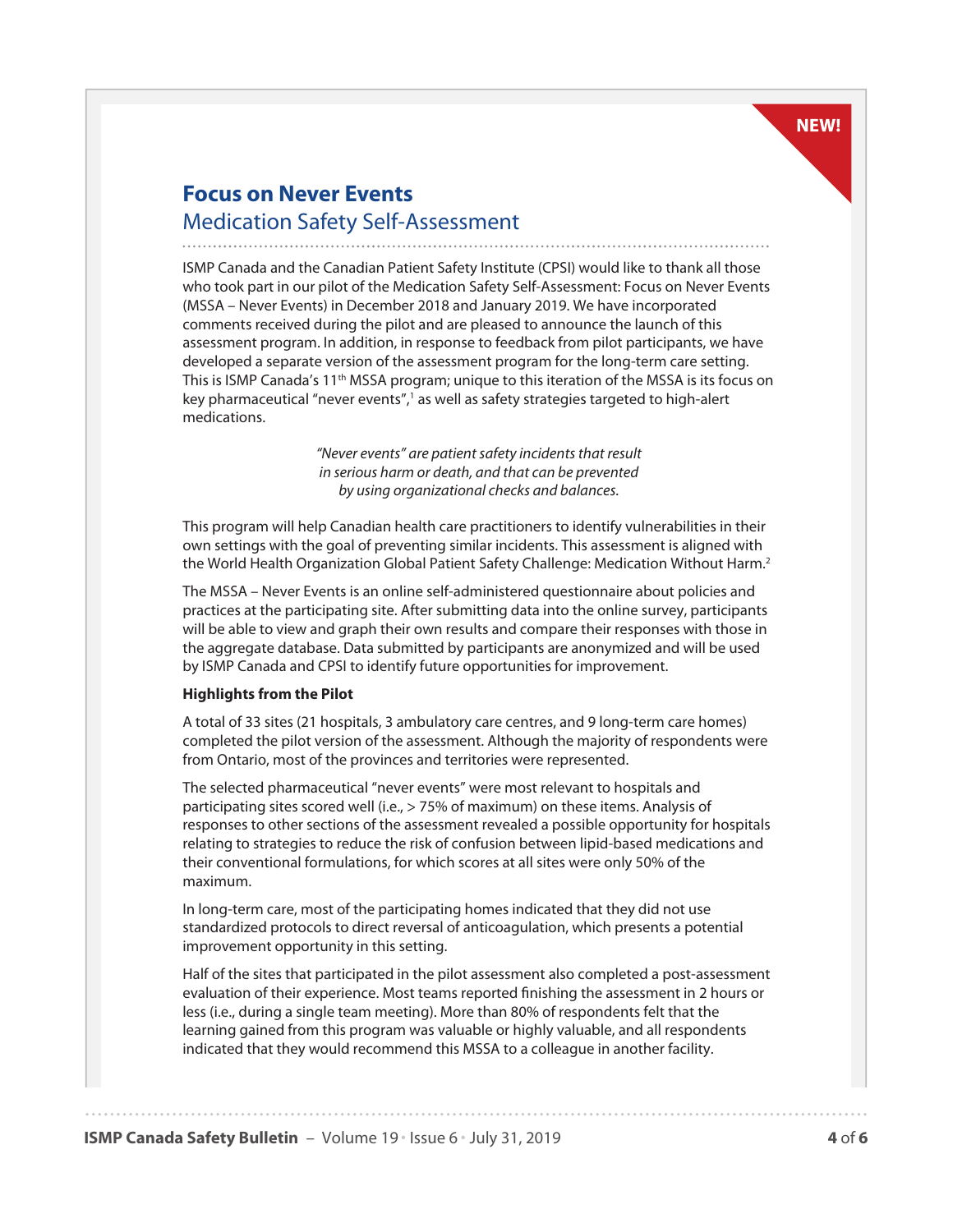NEW!

## Focus on Never Events

### Medication Safety Self-Assessment

ISMP Canada and the Canadian Patient Safety Institute (CPSI) would like to thank all those who took part in our pilot of the Medication Safety Self-Assessment: Focus on Never Events (MSSA – Never Events) in December 2018 and January 2019. We have incorporated comments received during the pilot and are pleased to announce the launch of this assessment program. In addition, in response to feedback from pilot participants, we have developed a separate version of the assessment program for the long-term care setting. This is ISMP Canada's 11th MSSA program; unique to this iteration of the MSSA is its focus on key pharmaceutical "never events",[1] as well as safety strategies targeted to high-alert medications.

*"Never events" are patient safety incidents that result in serious harm or death, and that can be prevented by using organizational checks and balances.*

This program will help Canadian health care practitioners to identify vulnerabilities in their own settings with the goal of preventing similar incidents. This assessment is aligned with the World Health Organization Global Patient Safety Challenge: Medication Without Harm.[2]

The MSSA – Never Events is an online self-administered questionnaire about policies and practices at the participating site. After submitting data into the online survey, participants will be able to view and graph their own results and compare their responses with those in the aggregate database. Data submitted by participants are anonymized and will be used by ISMP Canada and CPSI to identify future opportunities for improvement.

**Highlights from the Pilot**

A total of 33 sites (21 hospitals, 3 ambulatory care centres, and 9 long-term care homes) completed the pilot version of the assessment. Although the majority of respondents were from Ontario, most of the provinces and territories were represented.

The selected pharmaceutical "never events" were most relevant to hospitals and participating sites scored well (i.e., > 75% of maximum) on these items. Analysis of responses to other sections of the assessment revealed a possible opportunity for hospitals relating to strategies to reduce the risk of confusion between lipid-based medications and their conventional formulations, for which scores at all sites were only 50% of the maximum.

In long-term care, most of the participating homes indicated that they did not use standardized protocols to direct reversal of anticoagulation, which presents a potential improvement opportunity in this setting.

Half of the sites that participated in the pilot assessment also completed a post-assessment evaluation of their experience. Most teams reported finishing the assessment in 2 hours or less (i.e., during a single team meeting). More than 80% of respondents felt that the learning gained from this program was valuable or highly valuable, and all respondents indicated that they would recommend this MSSA to a colleague in another facility.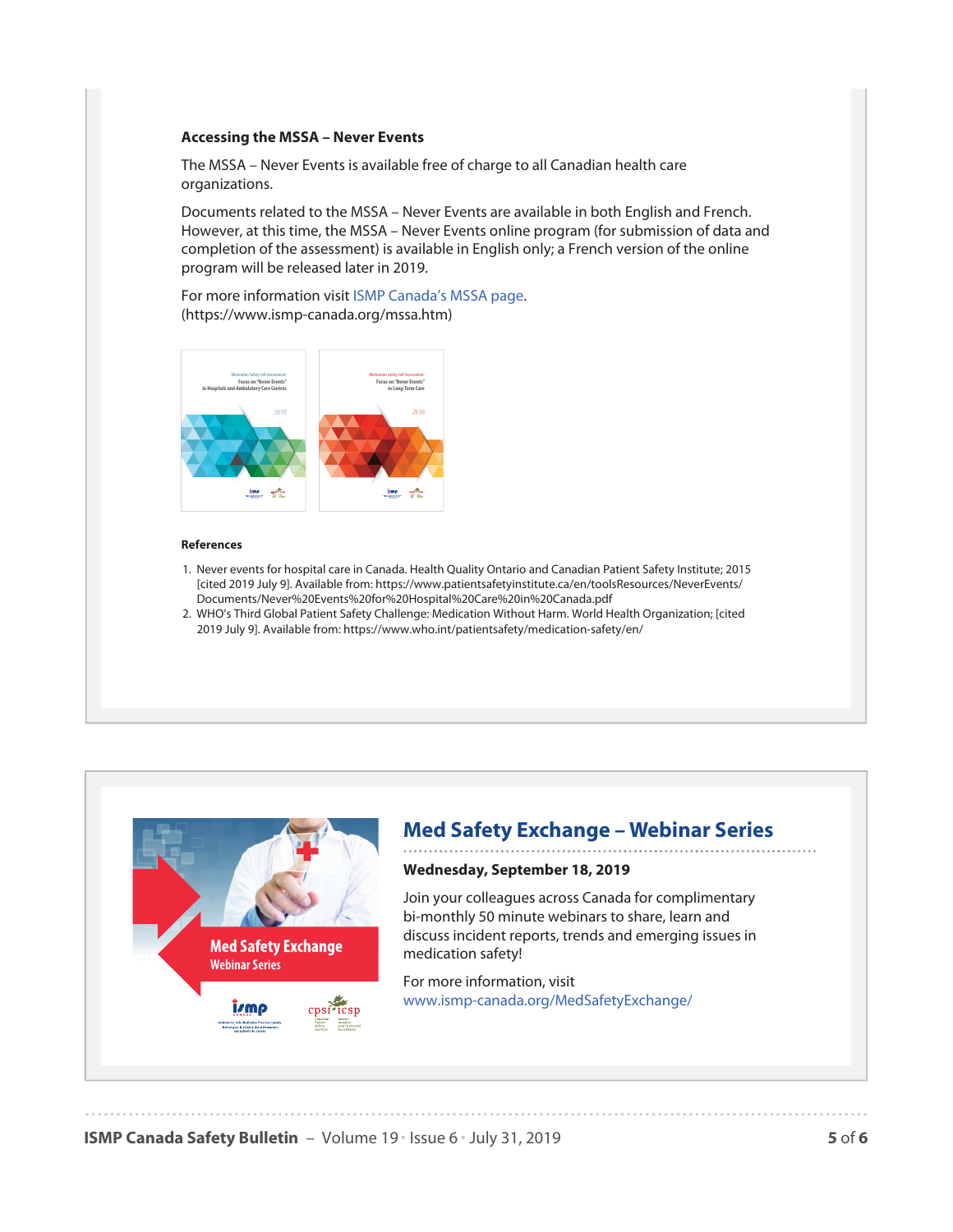### Accessing the MSSA – Never Events

The MSSA – Never Events is available free of charge to all Canadian health care organizations.

Documents related to the MSSA – Never Events are available in both English and French. However, at this time, the MSSA – Never Events online program (for submission of data and completion of the assessment) is available in English only; a French version of the online program will be released later in 2019.

For more information visit ISMP Canada's MSSA page.
(https://www.ismp-canada.org/mssa.htm)

#### References

1. Never events for hospital care in Canada. Health Quality Ontario and Canadian Patient Safety Institute; 2015 [cited 2019 July 9]. Available from: https://www.patientsafetyinstitute.ca/en/toolsResources/NeverEvents/Documents/Never%20Events%20for%20Hospital%20Care%20in%20Canada.pdf
2. WHO's Third Global Patient Safety Challenge: Medication Without Harm. World Health Organization; [cited 2019 July 9]. Available from: https://www.who.int/patientsafety/medication-safety/en/

## Med Safety Exchange – Webinar Series

**Wednesday, September 18, 2019**

Join your colleagues across Canada for complimentary bi-monthly 50 minute webinars to share, learn and discuss incident reports, trends and emerging issues in medication safety!

For more information, visit
www.ismp-canada.org/MedSafetyExchange/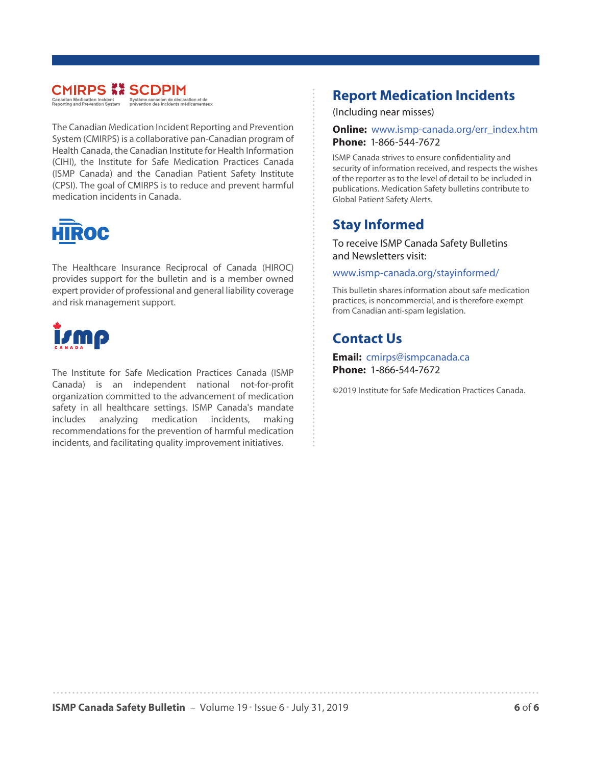CMIRPS SCDPIM
Canadian Medication Incident Reporting and Prevention System
Système canadien de déclaration et de prévention des incidents médicamenteux

The Canadian Medication Incident Reporting and Prevention System (CMIRPS) is a collaborative pan-Canadian program of Health Canada, the Canadian Institute for Health Information (CIHI), the Institute for Safe Medication Practices Canada (ISMP Canada) and the Canadian Patient Safety Institute (CPSI). The goal of CMIRPS is to reduce and prevent harmful medication incidents in Canada.

HIROC

The Healthcare Insurance Reciprocal of Canada (HIROC) provides support for the bulletin and is a member owned expert provider of professional and general liability coverage and risk management support.

ismp CANADA

The Institute for Safe Medication Practices Canada (ISMP Canada) is an independent national not-for-profit organization committed to the advancement of medication safety in all healthcare settings. ISMP Canada's mandate includes analyzing medication incidents, making recommendations for the prevention of harmful medication incidents, and facilitating quality improvement initiatives.

## Report Medication Incidents

(Including near misses)

**Online:** www.ismp-canada.org/err_index.htm
**Phone:** 1-866-544-7672

ISMP Canada strives to ensure confidentiality and security of information received, and respects the wishes of the reporter as to the level of detail to be included in publications. Medication Safety bulletins contribute to Global Patient Safety Alerts.

## Stay Informed

To receive ISMP Canada Safety Bulletins and Newsletters visit:

www.ismp-canada.org/stayinformed/

This bulletin shares information about safe medication practices, is noncommercial, and is therefore exempt from Canadian anti-spam legislation.

## Contact Us

**Email:** cmirps@ismpcanada.ca
**Phone:** 1-866-544-7672

©2019 Institute for Safe Medication Practices Canada.